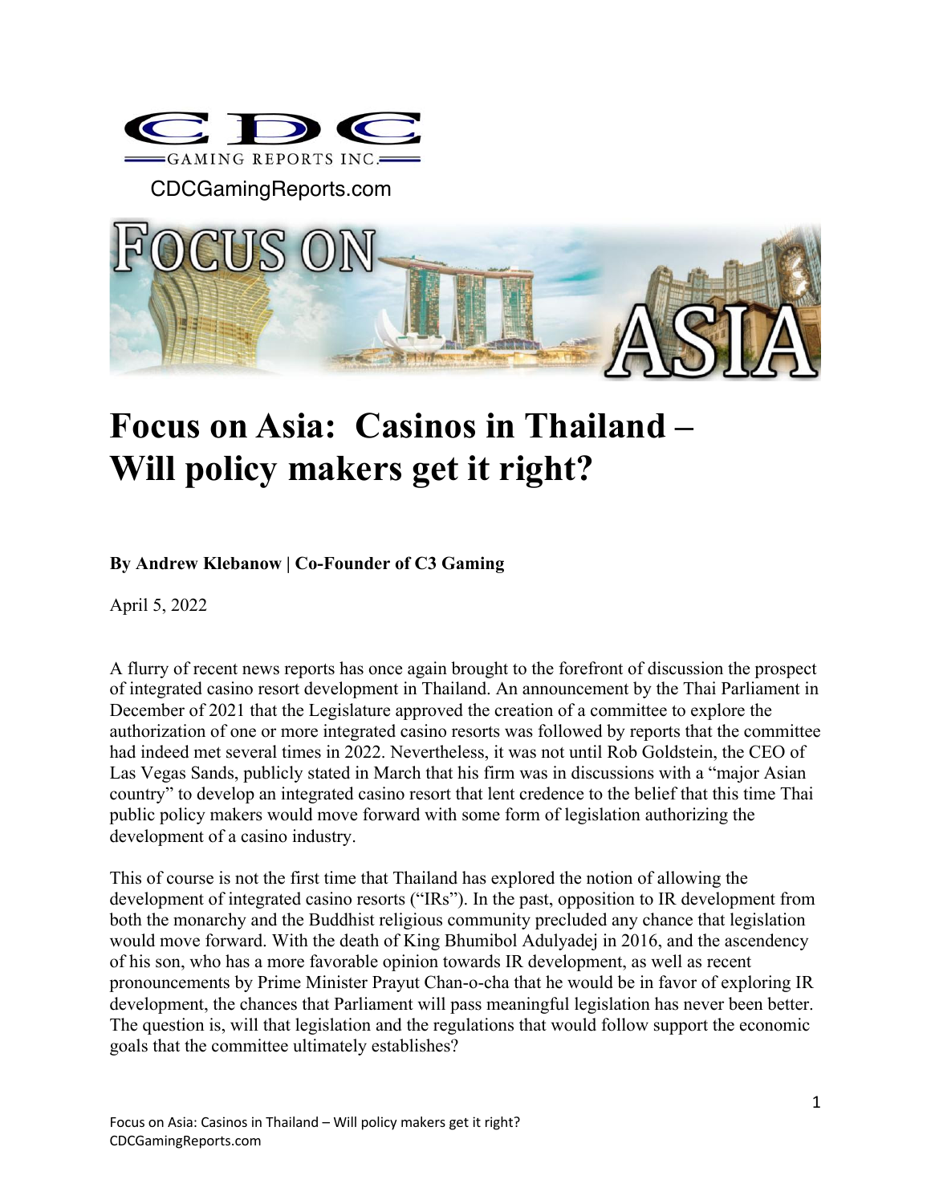CDC GAMING REPORTS INC.

CDCGamingReports.com

# Focus on Asia: Casinos in Thailand – Will policy makers get it right?

**By Andrew Klebanow | Co-Founder of C3 Gaming**

April 5, 2022

A flurry of recent news reports has once again brought to the forefront of discussion the prospect of integrated casino resort development in Thailand. An announcement by the Thai Parliament in December of 2021 that the Legislature approved the creation of a committee to explore the authorization of one or more integrated casino resorts was followed by reports that the committee had indeed met several times in 2022. Nevertheless, it was not until Rob Goldstein, the CEO of Las Vegas Sands, publicly stated in March that his firm was in discussions with a "major Asian country" to develop an integrated casino resort that lent credence to the belief that this time Thai public policy makers would move forward with some form of legislation authorizing the development of a casino industry.

This of course is not the first time that Thailand has explored the notion of allowing the development of integrated casino resorts ("IRs"). In the past, opposition to IR development from both the monarchy and the Buddhist religious community precluded any chance that legislation would move forward. With the death of King Bhumibol Adulyadej in 2016, and the ascendency of his son, who has a more favorable opinion towards IR development, as well as recent pronouncements by Prime Minister Prayut Chan-o-cha that he would be in favor of exploring IR development, the chances that Parliament will pass meaningful legislation has never been better. The question is, will that legislation and the regulations that would follow support the economic goals that the committee ultimately establishes?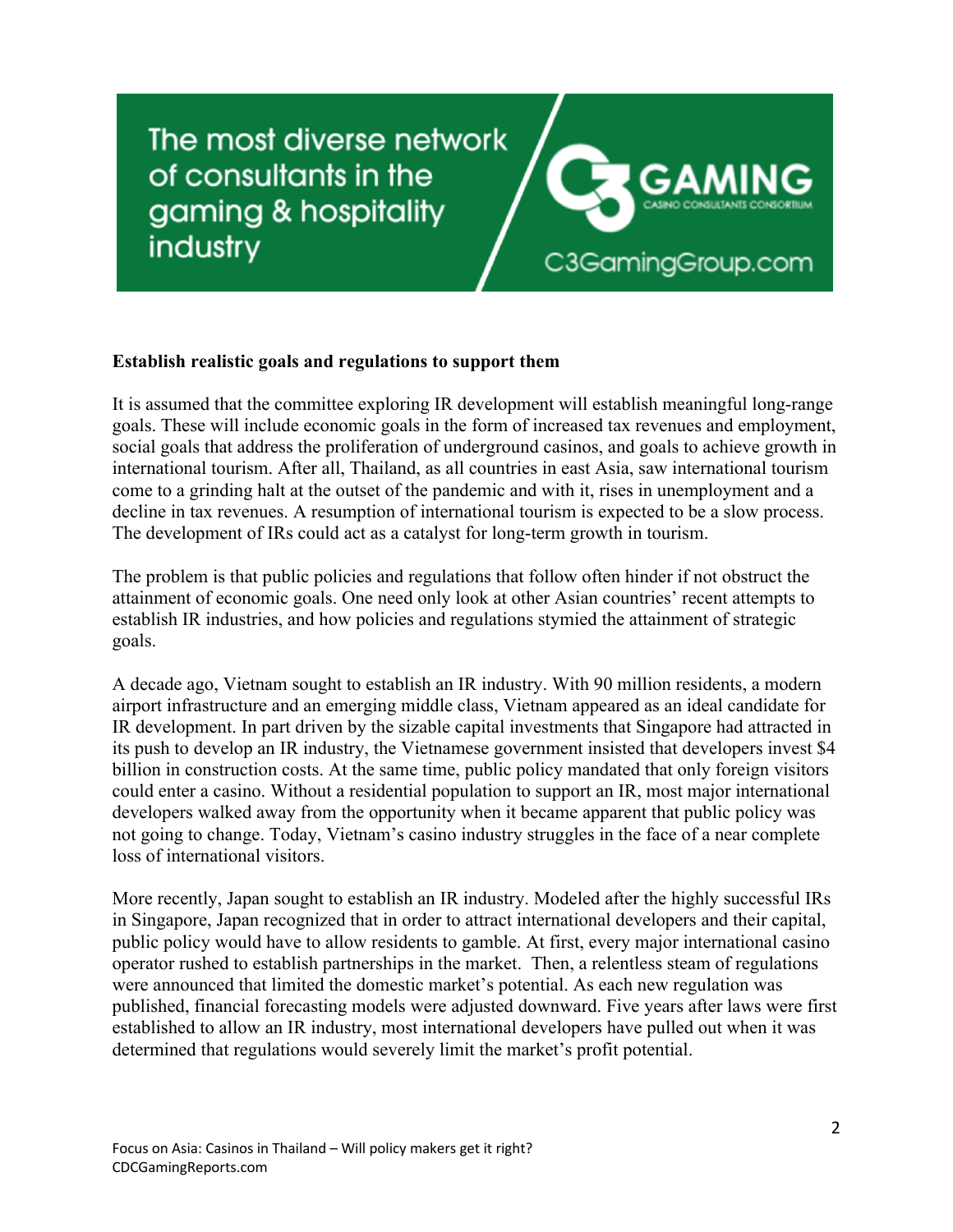**Establish realistic goals and regulations to support them**

It is assumed that the committee exploring IR development will establish meaningful long-range goals. These will include economic goals in the form of increased tax revenues and employment, social goals that address the proliferation of underground casinos, and goals to achieve growth in international tourism. After all, Thailand, as all countries in east Asia, saw international tourism come to a grinding halt at the outset of the pandemic and with it, rises in unemployment and a decline in tax revenues. A resumption of international tourism is expected to be a slow process. The development of IRs could act as a catalyst for long-term growth in tourism.

The problem is that public policies and regulations that follow often hinder if not obstruct the attainment of economic goals. One need only look at other Asian countries' recent attempts to establish IR industries, and how policies and regulations stymied the attainment of strategic goals.

A decade ago, Vietnam sought to establish an IR industry. With 90 million residents, a modern airport infrastructure and an emerging middle class, Vietnam appeared as an ideal candidate for IR development. In part driven by the sizable capital investments that Singapore had attracted in its push to develop an IR industry, the Vietnamese government insisted that developers invest $4 billion in construction costs. At the same time, public policy mandated that only foreign visitors could enter a casino. Without a residential population to support an IR, most major international developers walked away from the opportunity when it became apparent that public policy was not going to change. Today, Vietnam's casino industry struggles in the face of a near complete loss of international visitors.

More recently, Japan sought to establish an IR industry. Modeled after the highly successful IRs in Singapore, Japan recognized that in order to attract international developers and their capital, public policy would have to allow residents to gamble. At first, every major international casino operator rushed to establish partnerships in the market. Then, a relentless steam of regulations were announced that limited the domestic market's potential. As each new regulation was published, financial forecasting models were adjusted downward. Five years after laws were first established to allow an IR industry, most international developers have pulled out when it was determined that regulations would severely limit the market's profit potential.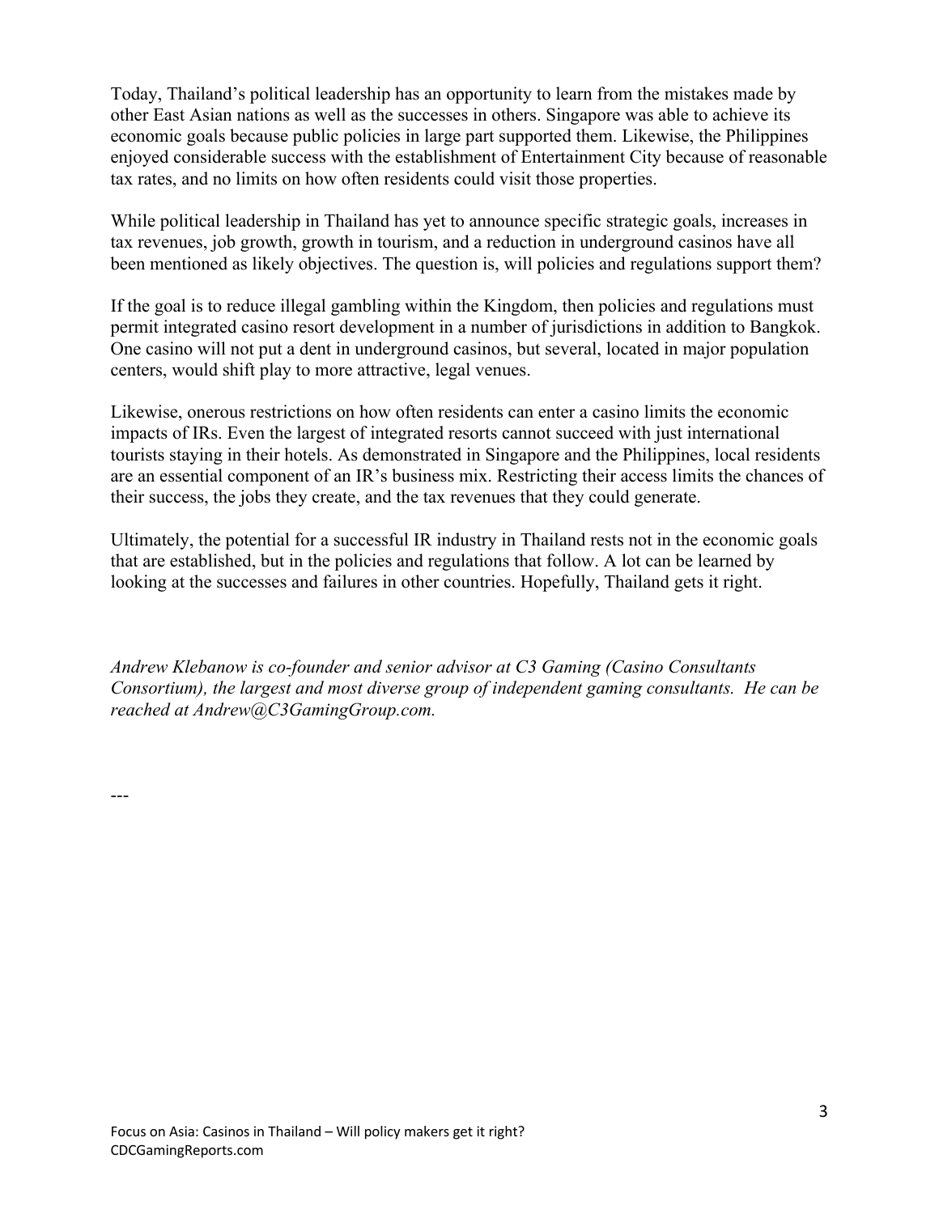Today, Thailand's political leadership has an opportunity to learn from the mistakes made by other East Asian nations as well as the successes in others. Singapore was able to achieve its economic goals because public policies in large part supported them. Likewise, the Philippines enjoyed considerable success with the establishment of Entertainment City because of reasonable tax rates, and no limits on how often residents could visit those properties.

While political leadership in Thailand has yet to announce specific strategic goals, increases in tax revenues, job growth, growth in tourism, and a reduction in underground casinos have all been mentioned as likely objectives. The question is, will policies and regulations support them?

If the goal is to reduce illegal gambling within the Kingdom, then policies and regulations must permit integrated casino resort development in a number of jurisdictions in addition to Bangkok. One casino will not put a dent in underground casinos, but several, located in major population centers, would shift play to more attractive, legal venues.

Likewise, onerous restrictions on how often residents can enter a casino limits the economic impacts of IRs. Even the largest of integrated resorts cannot succeed with just international tourists staying in their hotels. As demonstrated in Singapore and the Philippines, local residents are an essential component of an IR's business mix. Restricting their access limits the chances of their success, the jobs they create, and the tax revenues that they could generate.

Ultimately, the potential for a successful IR industry in Thailand rests not in the economic goals that are established, but in the policies and regulations that follow. A lot can be learned by looking at the successes and failures in other countries. Hopefully, Thailand gets it right.

*Andrew Klebanow is co-founder and senior advisor at C3 Gaming (Casino Consultants Consortium), the largest and most diverse group of independent gaming consultants. He can be reached at Andrew@C3GamingGroup.com.*

---